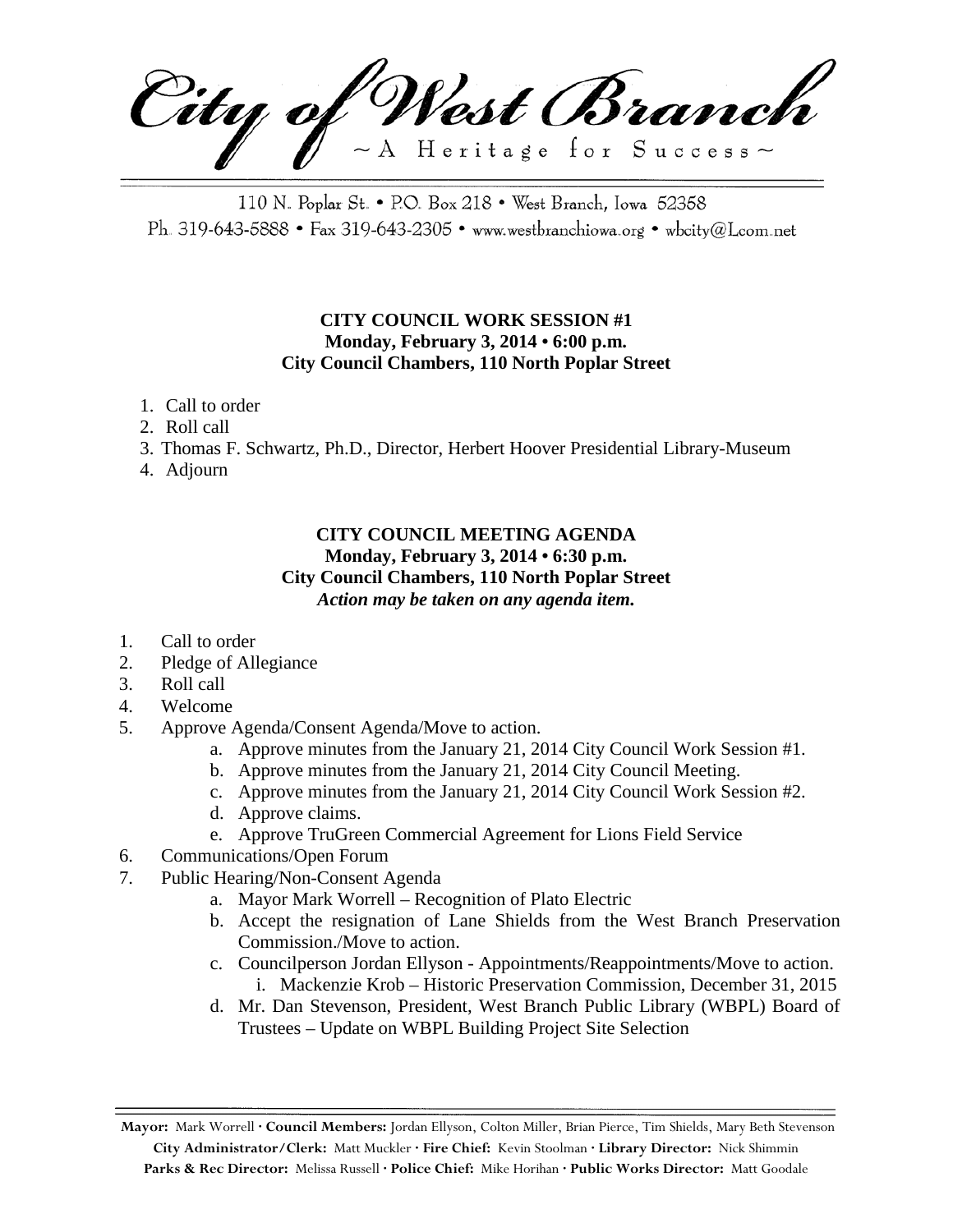# City of West Branch

~ A Heritage for Success ~

110 N. Poplar St. • P.O. Box 218 • West Branch, Iowa 52358
Ph. 319-643-5888 • Fax 319-643-2305 • www.westbranchiowa.org • wbcity@Lcom.net

**CITY COUNCIL WORK SESSION #1**
**Monday, February 3, 2014 • 6:00 p.m.**
**City Council Chambers, 110 North Poplar Street**

1. Call to order
2. Roll call
3. Thomas F. Schwartz, Ph.D., Director, Herbert Hoover Presidential Library-Museum
4. Adjourn

**CITY COUNCIL MEETING AGENDA**
**Monday, February 3, 2014 • 6:30 p.m.**
**City Council Chambers, 110 North Poplar Street**
***Action may be taken on any agenda item.***

1. Call to order
2. Pledge of Allegiance
3. Roll call
4. Welcome
5. Approve Agenda/Consent Agenda/Move to action.
   a. Approve minutes from the January 21, 2014 City Council Work Session #1.
   b. Approve minutes from the January 21, 2014 City Council Meeting.
   c. Approve minutes from the January 21, 2014 City Council Work Session #2.
   d. Approve claims.
   e. Approve TruGreen Commercial Agreement for Lions Field Service
6. Communications/Open Forum
7. Public Hearing/Non-Consent Agenda
   a. Mayor Mark Worrell – Recognition of Plato Electric
   b. Accept the resignation of Lane Shields from the West Branch Preservation Commission./Move to action.
   c. Councilperson Jordan Ellyson - Appointments/Reappointments/Move to action.
      i. Mackenzie Krob – Historic Preservation Commission, December 31, 2015
   d. Mr. Dan Stevenson, President, West Branch Public Library (WBPL) Board of Trustees – Update on WBPL Building Project Site Selection

**Mayor:** Mark Worrell · **Council Members:** Jordan Ellyson, Colton Miller, Brian Pierce, Tim Shields, Mary Beth Stevenson
**City Administrator/Clerk:** Matt Muckler · **Fire Chief:** Kevin Stoolman · **Library Director:** Nick Shimmin
**Parks & Rec Director:** Melissa Russell · **Police Chief:** Mike Horihan · **Public Works Director:** Matt Goodale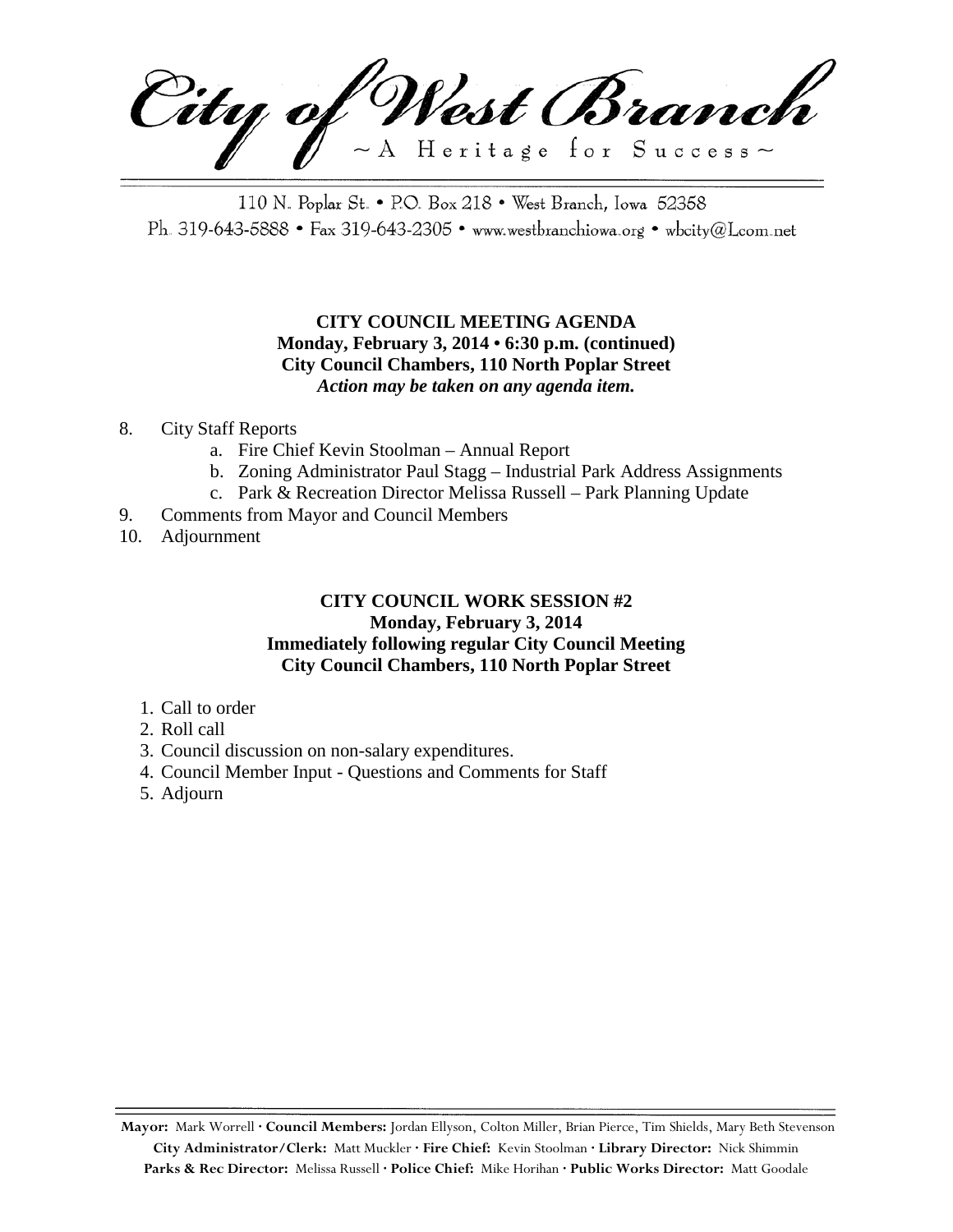City of West Branch

~ A Heritage for Success ~

110 N. Poplar St. • P.O. Box 218 • West Branch, Iowa 52358
Ph. 319-643-5888 • Fax 319-643-2305 • www.westbranchiowa.org • wbcity@Lcom.net

**CITY COUNCIL MEETING AGENDA**
**Monday, February 3, 2014 • 6:30 p.m. (continued)**
**City Council Chambers, 110 North Poplar Street**
***Action may be taken on any agenda item.***

8. City Staff Reports
   a. Fire Chief Kevin Stoolman – Annual Report
   b. Zoning Administrator Paul Stagg – Industrial Park Address Assignments
   c. Park & Recreation Director Melissa Russell – Park Planning Update
9. Comments from Mayor and Council Members
10. Adjournment

**CITY COUNCIL WORK SESSION #2**
**Monday, February 3, 2014**
**Immediately following regular City Council Meeting**
**City Council Chambers, 110 North Poplar Street**

1. Call to order
2. Roll call
3. Council discussion on non-salary expenditures.
4. Council Member Input - Questions and Comments for Staff
5. Adjourn

**Mayor:** Mark Worrell · **Council Members:** Jordan Ellyson, Colton Miller, Brian Pierce, Tim Shields, Mary Beth Stevenson
**City Administrator/Clerk:** Matt Muckler · **Fire Chief:** Kevin Stoolman · **Library Director:** Nick Shimmin
**Parks & Rec Director:** Melissa Russell · **Police Chief:** Mike Horihan · **Public Works Director:** Matt Goodale